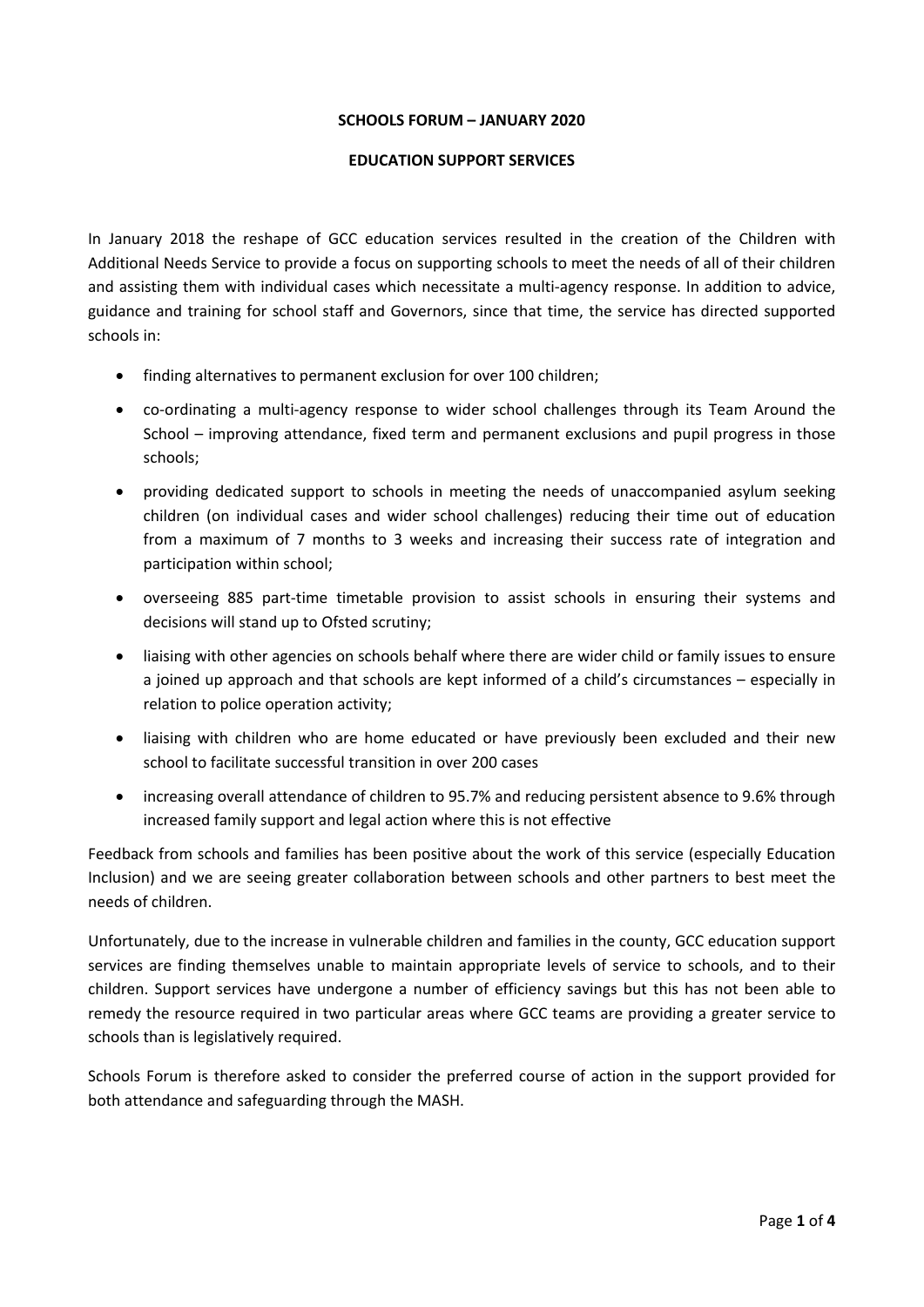**SCHOOLS FORUM – JANUARY 2020**

**EDUCATION SUPPORT SERVICES**

In January 2018 the reshape of GCC education services resulted in the creation of the Children with Additional Needs Service to provide a focus on supporting schools to meet the needs of all of their children and assisting them with individual cases which necessitate a multi-agency response. In addition to advice, guidance and training for school staff and Governors, since that time, the service has directed supported schools in:

- finding alternatives to permanent exclusion for over 100 children;
- co-ordinating a multi-agency response to wider school challenges through its Team Around the School – improving attendance, fixed term and permanent exclusions and pupil progress in those schools;
- providing dedicated support to schools in meeting the needs of unaccompanied asylum seeking children (on individual cases and wider school challenges) reducing their time out of education from a maximum of 7 months to 3 weeks and increasing their success rate of integration and participation within school;
- overseeing 885 part-time timetable provision to assist schools in ensuring their systems and decisions will stand up to Ofsted scrutiny;
- liaising with other agencies on schools behalf where there are wider child or family issues to ensure a joined up approach and that schools are kept informed of a child's circumstances – especially in relation to police operation activity;
- liaising with children who are home educated or have previously been excluded and their new school to facilitate successful transition in over 200 cases
- increasing overall attendance of children to 95.7% and reducing persistent absence to 9.6% through increased family support and legal action where this is not effective

Feedback from schools and families has been positive about the work of this service (especially Education Inclusion) and we are seeing greater collaboration between schools and other partners to best meet the needs of children.

Unfortunately, due to the increase in vulnerable children and families in the county, GCC education support services are finding themselves unable to maintain appropriate levels of service to schools, and to their children. Support services have undergone a number of efficiency savings but this has not been able to remedy the resource required in two particular areas where GCC teams are providing a greater service to schools than is legislatively required.

Schools Forum is therefore asked to consider the preferred course of action in the support provided for both attendance and safeguarding through the MASH.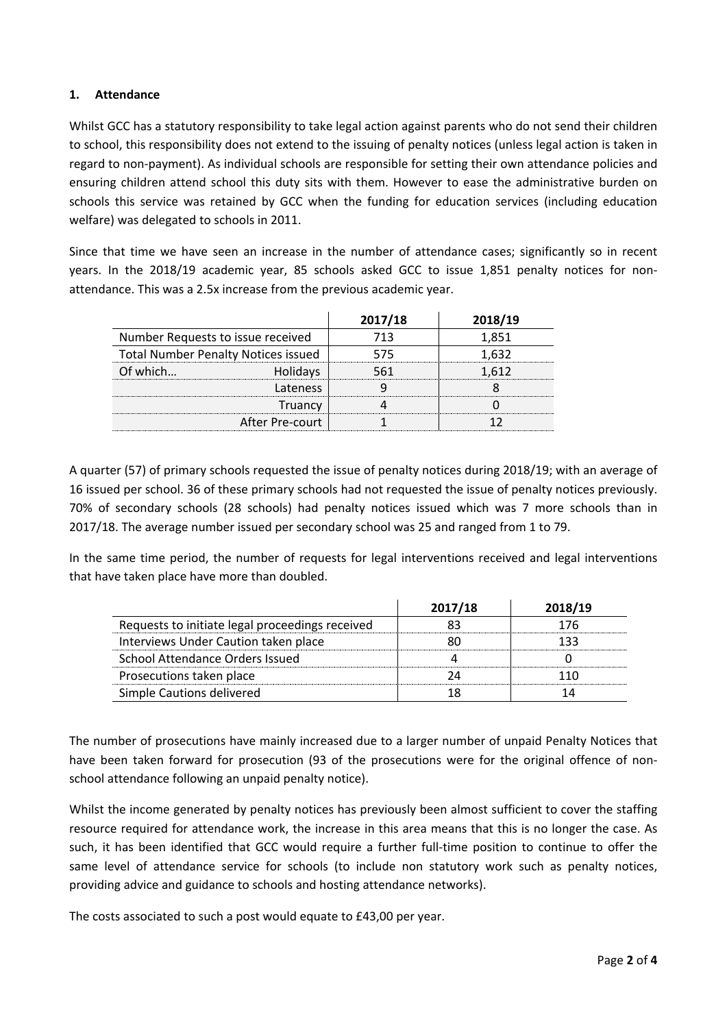## 1. Attendance

Whilst GCC has a statutory responsibility to take legal action against parents who do not send their children to school, this responsibility does not extend to the issuing of penalty notices (unless legal action is taken in regard to non-payment). As individual schools are responsible for setting their own attendance policies and ensuring children attend school this duty sits with them. However to ease the administrative burden on schools this service was retained by GCC when the funding for education services (including education welfare) was delegated to schools in 2011.

Since that time we have seen an increase in the number of attendance cases; significantly so in recent years. In the 2018/19 academic year, 85 schools asked GCC to issue 1,851 penalty notices for non-attendance. This was a 2.5x increase from the previous academic year.

| | | 2017/18 | 2018/19 |
|---|---|---|---|
| Number Requests to issue received | | 713 | 1,851 |
| Total Number Penalty Notices issued | | 575 | 1,632 |
| Of which… | Holidays | 561 | 1,612 |
| | Lateness | 9 | 8 |
| | Truancy | 4 | 0 |
| | After Pre-court | 1 | 12 |

A quarter (57) of primary schools requested the issue of penalty notices during 2018/19; with an average of 16 issued per school. 36 of these primary schools had not requested the issue of penalty notices previously. 70% of secondary schools (28 schools) had penalty notices issued which was 7 more schools than in 2017/18. The average number issued per secondary school was 25 and ranged from 1 to 79.

In the same time period, the number of requests for legal interventions received and legal interventions that have taken place have more than doubled.

| | 2017/18 | 2018/19 |
|---|---|---|
| Requests to initiate legal proceedings received | 83 | 176 |
| Interviews Under Caution taken place | 80 | 133 |
| School Attendance Orders Issued | 4 | 0 |
| Prosecutions taken place | 24 | 110 |
| Simple Cautions delivered | 18 | 14 |

The number of prosecutions have mainly increased due to a larger number of unpaid Penalty Notices that have been taken forward for prosecution (93 of the prosecutions were for the original offence of non-school attendance following an unpaid penalty notice).

Whilst the income generated by penalty notices has previously been almost sufficient to cover the staffing resource required for attendance work, the increase in this area means that this is no longer the case. As such, it has been identified that GCC would require a further full-time position to continue to offer the same level of attendance service for schools (to include non statutory work such as penalty notices, providing advice and guidance to schools and hosting attendance networks).

The costs associated to such a post would equate to £43,00 per year.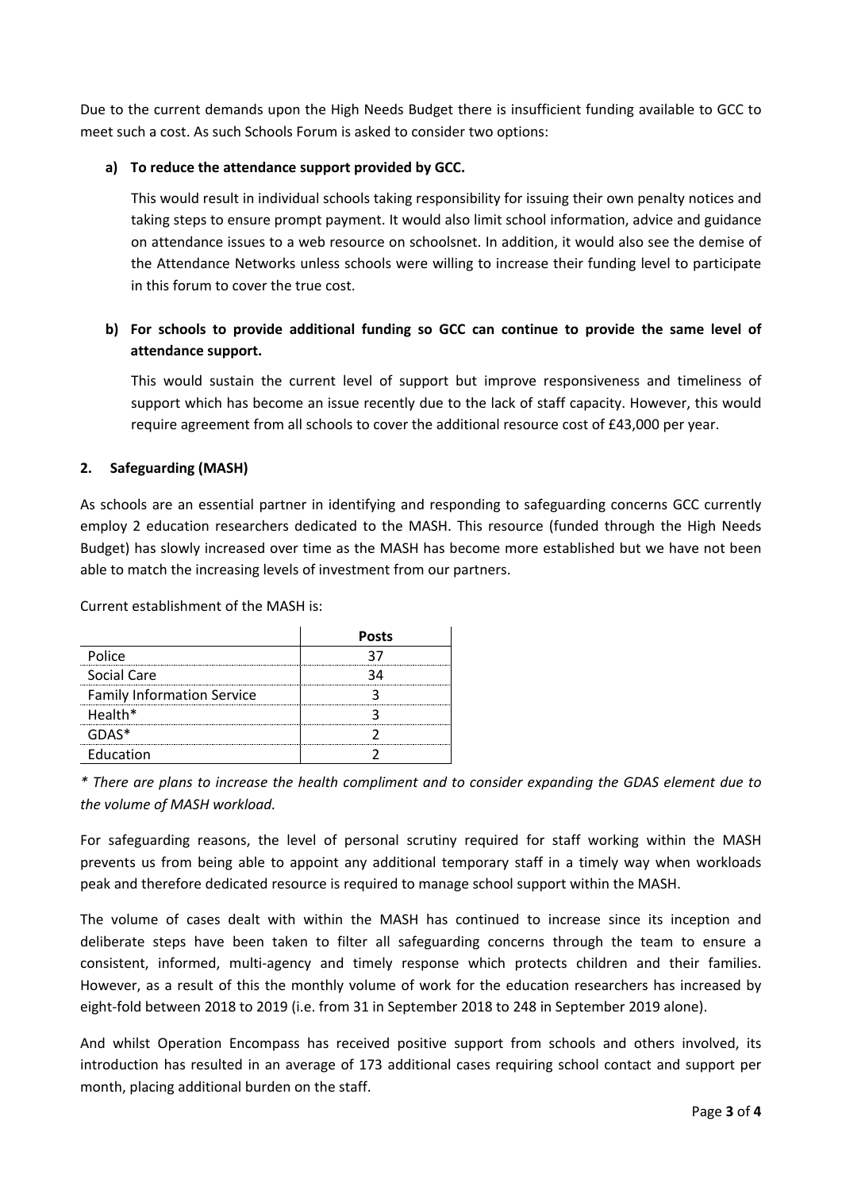Due to the current demands upon the High Needs Budget there is insufficient funding available to GCC to meet such a cost. As such Schools Forum is asked to consider two options:

**a) To reduce the attendance support provided by GCC.**

This would result in individual schools taking responsibility for issuing their own penalty notices and taking steps to ensure prompt payment. It would also limit school information, advice and guidance on attendance issues to a web resource on schoolsnet. In addition, it would also see the demise of the Attendance Networks unless schools were willing to increase their funding level to participate in this forum to cover the true cost.

**b) For schools to provide additional funding so GCC can continue to provide the same level of attendance support.**

This would sustain the current level of support but improve responsiveness and timeliness of support which has become an issue recently due to the lack of staff capacity. However, this would require agreement from all schools to cover the additional resource cost of £43,000 per year.

## 2. Safeguarding (MASH)

As schools are an essential partner in identifying and responding to safeguarding concerns GCC currently employ 2 education researchers dedicated to the MASH. This resource (funded through the High Needs Budget) has slowly increased over time as the MASH has become more established but we have not been able to match the increasing levels of investment from our partners.

Current establishment of the MASH is:

| | Posts |
|---|---|
| Police | 37 |
| Social Care | 34 |
| Family Information Service | 3 |
| Health* | 3 |
| GDAS* | 2 |
| Education | 2 |

*\* There are plans to increase the health compliment and to consider expanding the GDAS element due to the volume of MASH workload.*

For safeguarding reasons, the level of personal scrutiny required for staff working within the MASH prevents us from being able to appoint any additional temporary staff in a timely way when workloads peak and therefore dedicated resource is required to manage school support within the MASH.

The volume of cases dealt with within the MASH has continued to increase since its inception and deliberate steps have been taken to filter all safeguarding concerns through the team to ensure a consistent, informed, multi-agency and timely response which protects children and their families. However, as a result of this the monthly volume of work for the education researchers has increased by eight-fold between 2018 to 2019 (i.e. from 31 in September 2018 to 248 in September 2019 alone).

And whilst Operation Encompass has received positive support from schools and others involved, its introduction has resulted in an average of 173 additional cases requiring school contact and support per month, placing additional burden on the staff.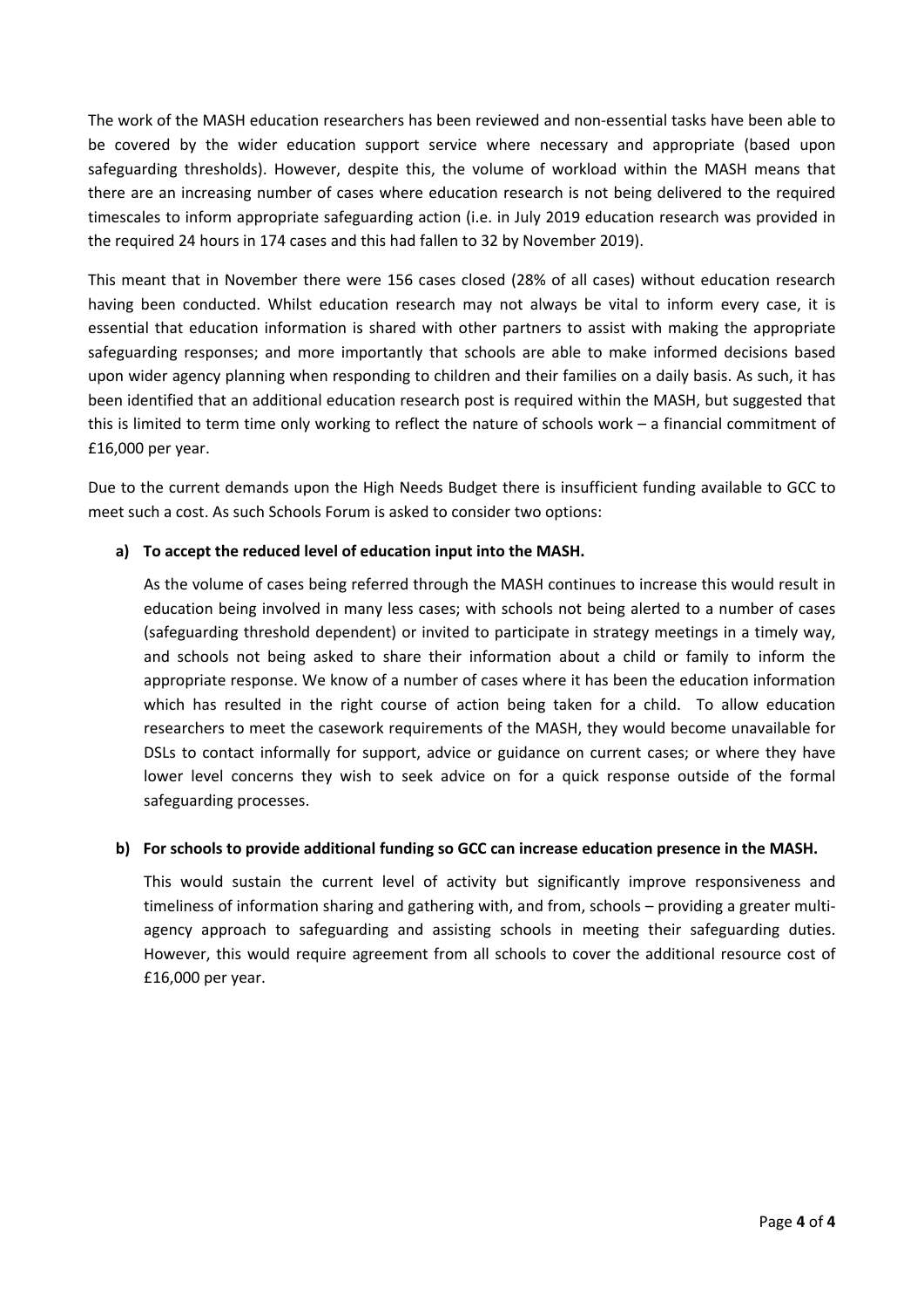The work of the MASH education researchers has been reviewed and non-essential tasks have been able to be covered by the wider education support service where necessary and appropriate (based upon safeguarding thresholds). However, despite this, the volume of workload within the MASH means that there are an increasing number of cases where education research is not being delivered to the required timescales to inform appropriate safeguarding action (i.e. in July 2019 education research was provided in the required 24 hours in 174 cases and this had fallen to 32 by November 2019).

This meant that in November there were 156 cases closed (28% of all cases) without education research having been conducted. Whilst education research may not always be vital to inform every case, it is essential that education information is shared with other partners to assist with making the appropriate safeguarding responses; and more importantly that schools are able to make informed decisions based upon wider agency planning when responding to children and their families on a daily basis. As such, it has been identified that an additional education research post is required within the MASH, but suggested that this is limited to term time only working to reflect the nature of schools work – a financial commitment of £16,000 per year.

Due to the current demands upon the High Needs Budget there is insufficient funding available to GCC to meet such a cost. As such Schools Forum is asked to consider two options:

**a) To accept the reduced level of education input into the MASH.**

As the volume of cases being referred through the MASH continues to increase this would result in education being involved in many less cases; with schools not being alerted to a number of cases (safeguarding threshold dependent) or invited to participate in strategy meetings in a timely way, and schools not being asked to share their information about a child or family to inform the appropriate response. We know of a number of cases where it has been the education information which has resulted in the right course of action being taken for a child. To allow education researchers to meet the casework requirements of the MASH, they would become unavailable for DSLs to contact informally for support, advice or guidance on current cases; or where they have lower level concerns they wish to seek advice on for a quick response outside of the formal safeguarding processes.

**b) For schools to provide additional funding so GCC can increase education presence in the MASH.**

This would sustain the current level of activity but significantly improve responsiveness and timeliness of information sharing and gathering with, and from, schools – providing a greater multi-agency approach to safeguarding and assisting schools in meeting their safeguarding duties. However, this would require agreement from all schools to cover the additional resource cost of £16,000 per year.